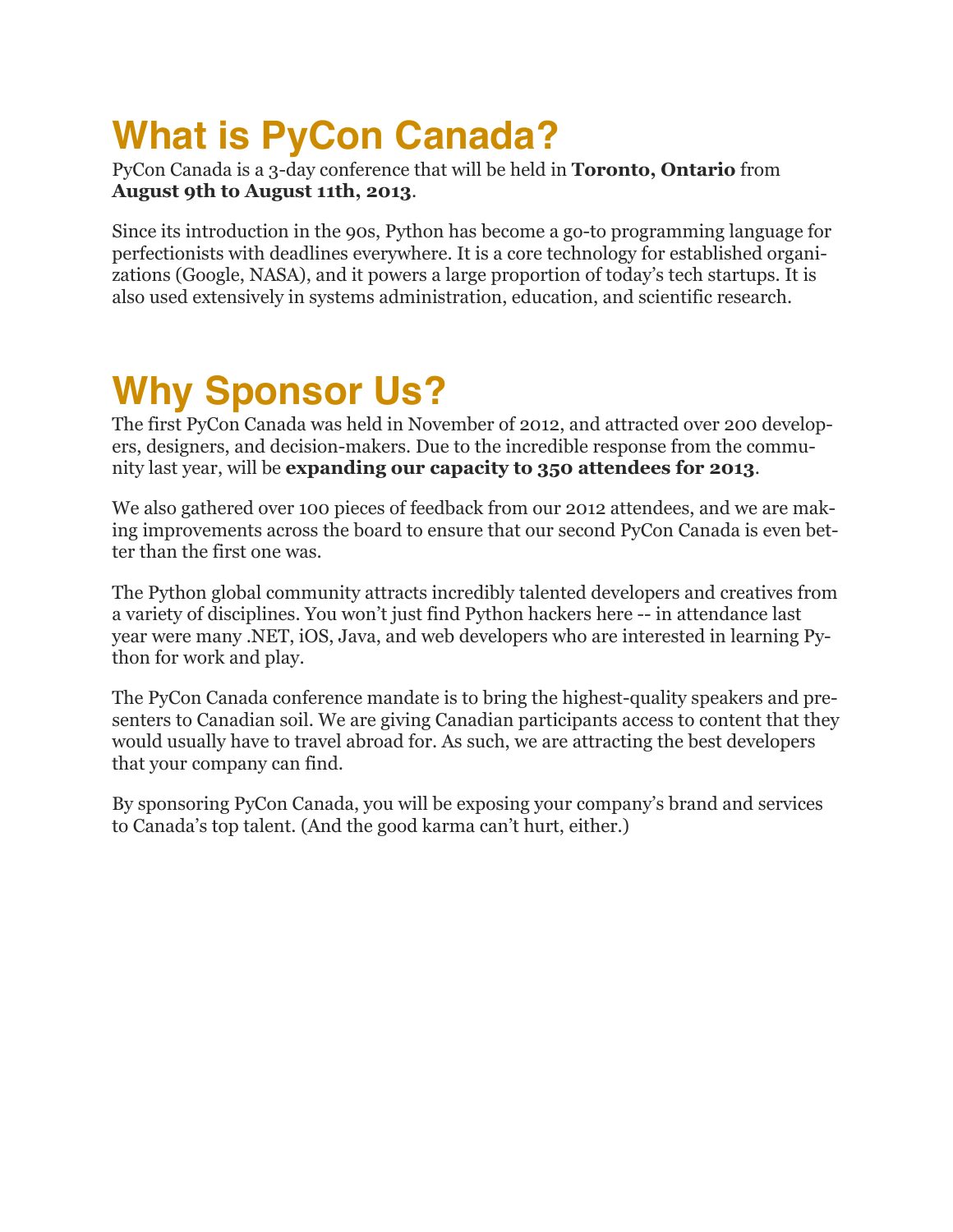# What is PyCon Canada?

PyCon Canada is a 3-day conference that will be held in **Toronto, Ontario** from **August 9th to August 11th, 2013**.

Since its introduction in the 90s, Python has become a go-to programming language for perfectionists with deadlines everywhere. It is a core technology for established organizations (Google, NASA), and it powers a large proportion of today's tech startups. It is also used extensively in systems administration, education, and scientific research.

# Why Sponsor Us?

The first PyCon Canada was held in November of 2012, and attracted over 200 developers, designers, and decision-makers. Due to the incredible response from the community last year, will be **expanding our capacity to 350 attendees for 2013**.

We also gathered over 100 pieces of feedback from our 2012 attendees, and we are making improvements across the board to ensure that our second PyCon Canada is even better than the first one was.

The Python global community attracts incredibly talented developers and creatives from a variety of disciplines. You won't just find Python hackers here -- in attendance last year were many .NET, iOS, Java, and web developers who are interested in learning Python for work and play.

The PyCon Canada conference mandate is to bring the highest-quality speakers and presenters to Canadian soil. We are giving Canadian participants access to content that they would usually have to travel abroad for. As such, we are attracting the best developers that your company can find.

By sponsoring PyCon Canada, you will be exposing your company's brand and services to Canada's top talent. (And the good karma can't hurt, either.)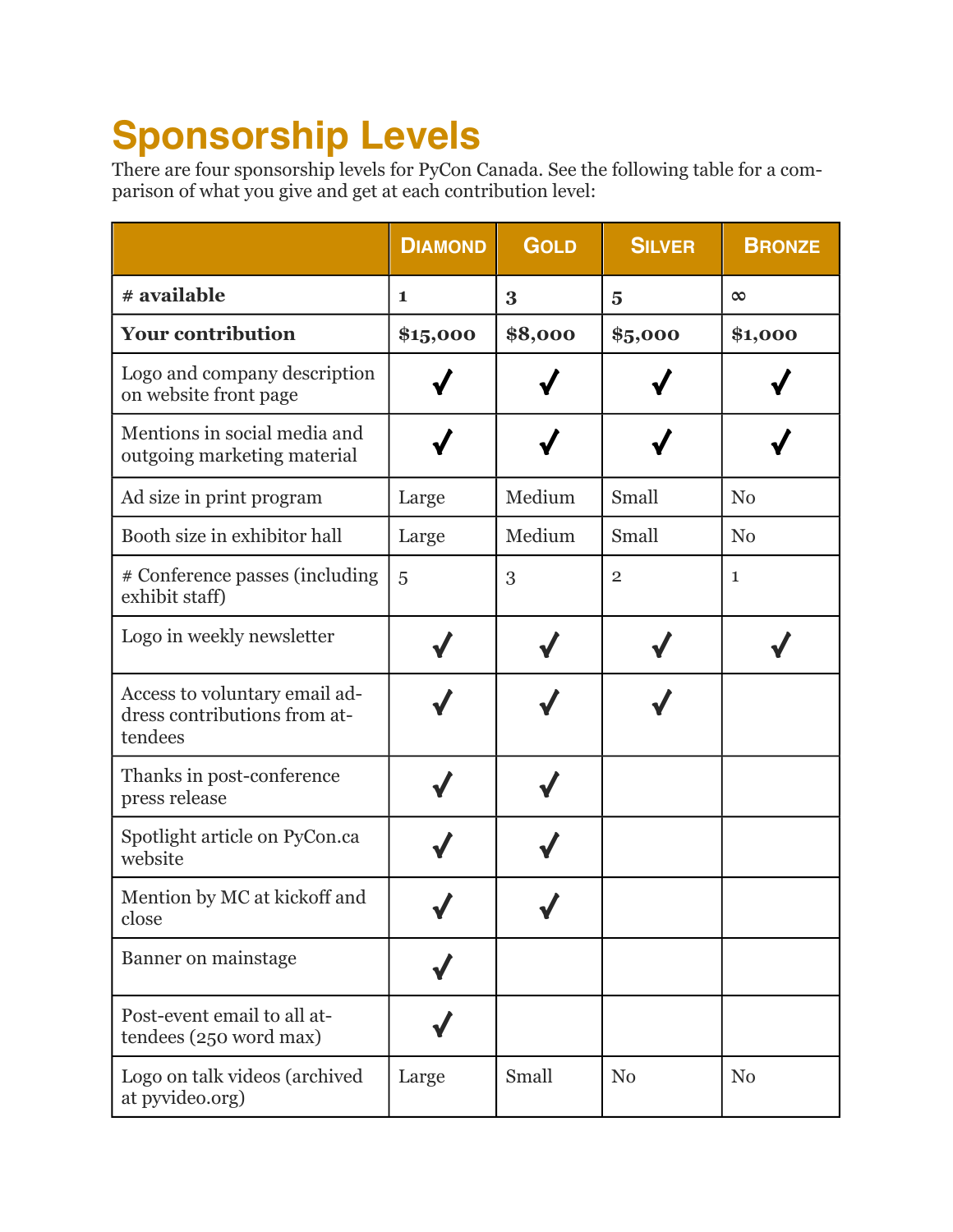# Sponsorship Levels

There are four sponsorship levels for PyCon Canada. See the following table for a comparison of what you give and get at each contribution level:

| | Diamond | Gold | Silver | Bronze |
|---|---|---|---|---|
| **# available** | **1** | **3** | **5** | **∞** |
| **Your contribution** | **$15,000** | **$8,000** | **$5,000** | **$1,000** |
| Logo and company description on website front page | ✓ | ✓ | ✓ | ✓ |
| Mentions in social media and outgoing marketing material | ✓ | ✓ | ✓ | ✓ |
| Ad size in print program | Large | Medium | Small | No |
| Booth size in exhibitor hall | Large | Medium | Small | No |
| # Conference passes (including exhibit staff) | 5 | 3 | 2 | 1 |
| Logo in weekly newsletter | ✓ | ✓ | ✓ | ✓ |
| Access to voluntary email address contributions from attendees | ✓ | ✓ | ✓ | |
| Thanks in post-conference press release | ✓ | ✓ | | |
| Spotlight article on PyCon.ca website | ✓ | ✓ | | |
| Mention by MC at kickoff and close | ✓ | ✓ | | |
| Banner on mainstage | ✓ | | | |
| Post-event email to all attendees (250 word max) | ✓ | | | |
| Logo on talk videos (archived at pyvideo.org) | Large | Small | No | No |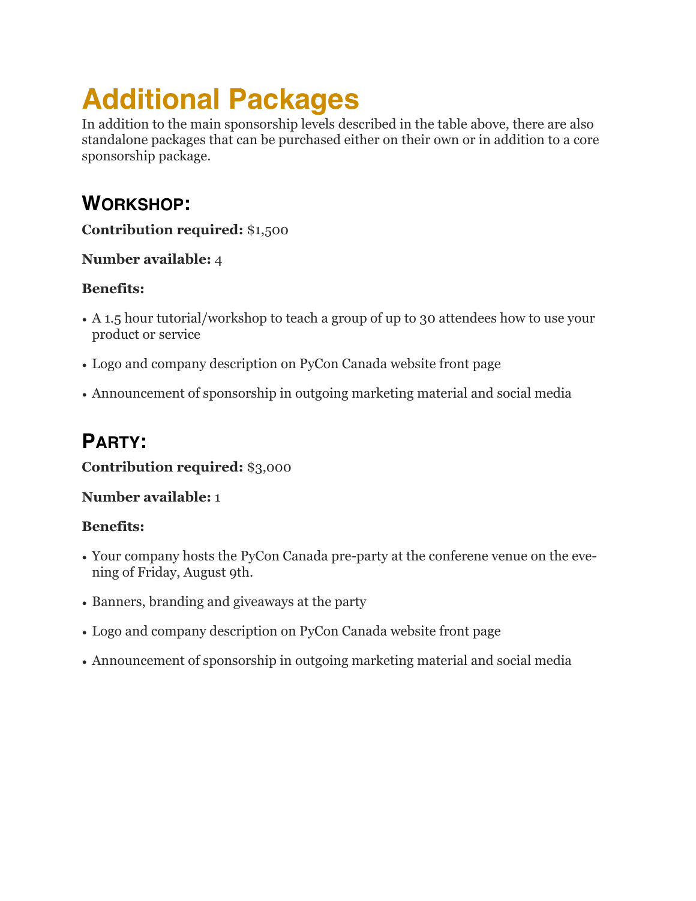# Additional Packages

In addition to the main sponsorship levels described in the table above, there are also standalone packages that can be purchased either on their own or in addition to a core sponsorship package.

## Workshop:

**Contribution required:** $1,500

**Number available:** 4

**Benefits:**

- A 1.5 hour tutorial/workshop to teach a group of up to 30 attendees how to use your product or service
- Logo and company description on PyCon Canada website front page
- Announcement of sponsorship in outgoing marketing material and social media

## Party:

**Contribution required:** $3,000

**Number available:** 1

**Benefits:**

- Your company hosts the PyCon Canada pre-party at the conferene venue on the evening of Friday, August 9th.
- Banners, branding and giveaways at the party
- Logo and company description on PyCon Canada website front page
- Announcement of sponsorship in outgoing marketing material and social media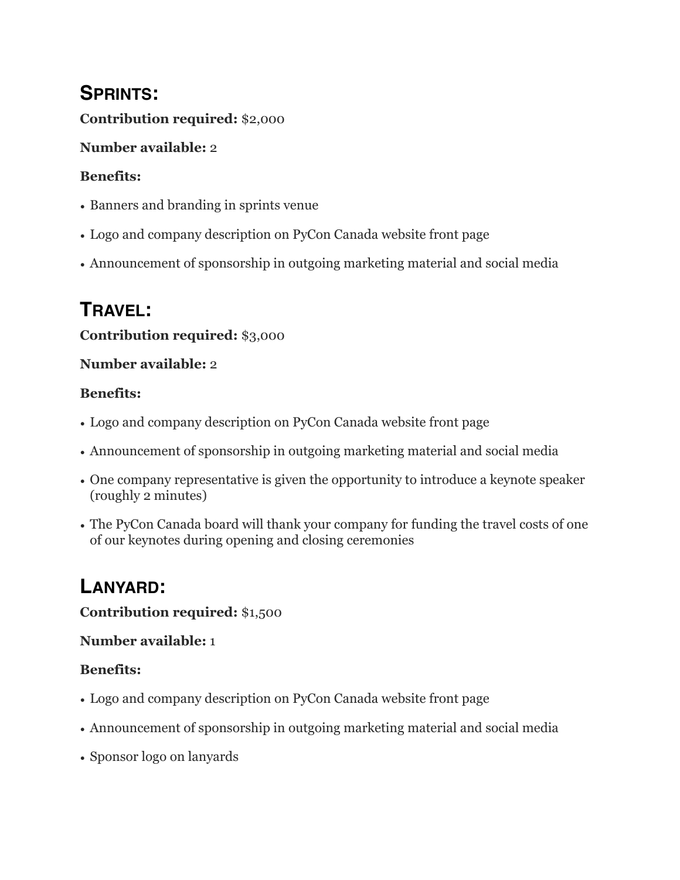## SPRINTS:

**Contribution required:** $2,000

**Number available:** 2

**Benefits:**

- Banners and branding in sprints venue
- Logo and company description on PyCon Canada website front page
- Announcement of sponsorship in outgoing marketing material and social media

## TRAVEL:

**Contribution required:** $3,000

**Number available:** 2

**Benefits:**

- Logo and company description on PyCon Canada website front page
- Announcement of sponsorship in outgoing marketing material and social media
- One company representative is given the opportunity to introduce a keynote speaker (roughly 2 minutes)
- The PyCon Canada board will thank your company for funding the travel costs of one of our keynotes during opening and closing ceremonies

## LANYARD:

**Contribution required:** $1,500

**Number available:** 1

**Benefits:**

- Logo and company description on PyCon Canada website front page
- Announcement of sponsorship in outgoing marketing material and social media
- Sponsor logo on lanyards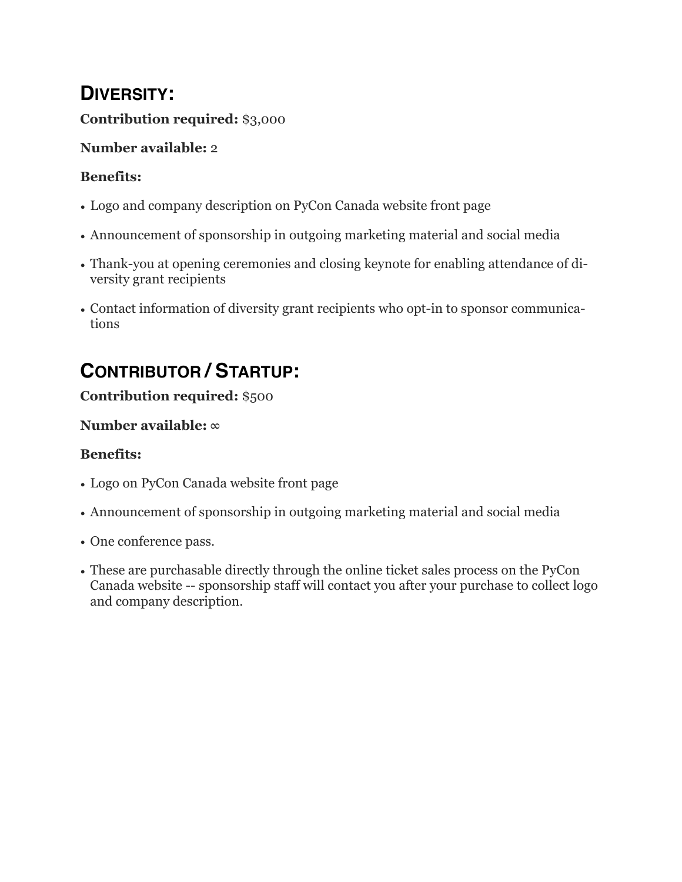## Diversity:

**Contribution required:** $3,000

**Number available:** 2

**Benefits:**

- Logo and company description on PyCon Canada website front page
- Announcement of sponsorship in outgoing marketing material and social media
- Thank-you at opening ceremonies and closing keynote for enabling attendance of diversity grant recipients
- Contact information of diversity grant recipients who opt-in to sponsor communications

## Contributor / Startup:

**Contribution required:** $500

**Number available:** ∞

**Benefits:**

- Logo on PyCon Canada website front page
- Announcement of sponsorship in outgoing marketing material and social media
- One conference pass.
- These are purchasable directly through the online ticket sales process on the PyCon Canada website -- sponsorship staff will contact you after your purchase to collect logo and company description.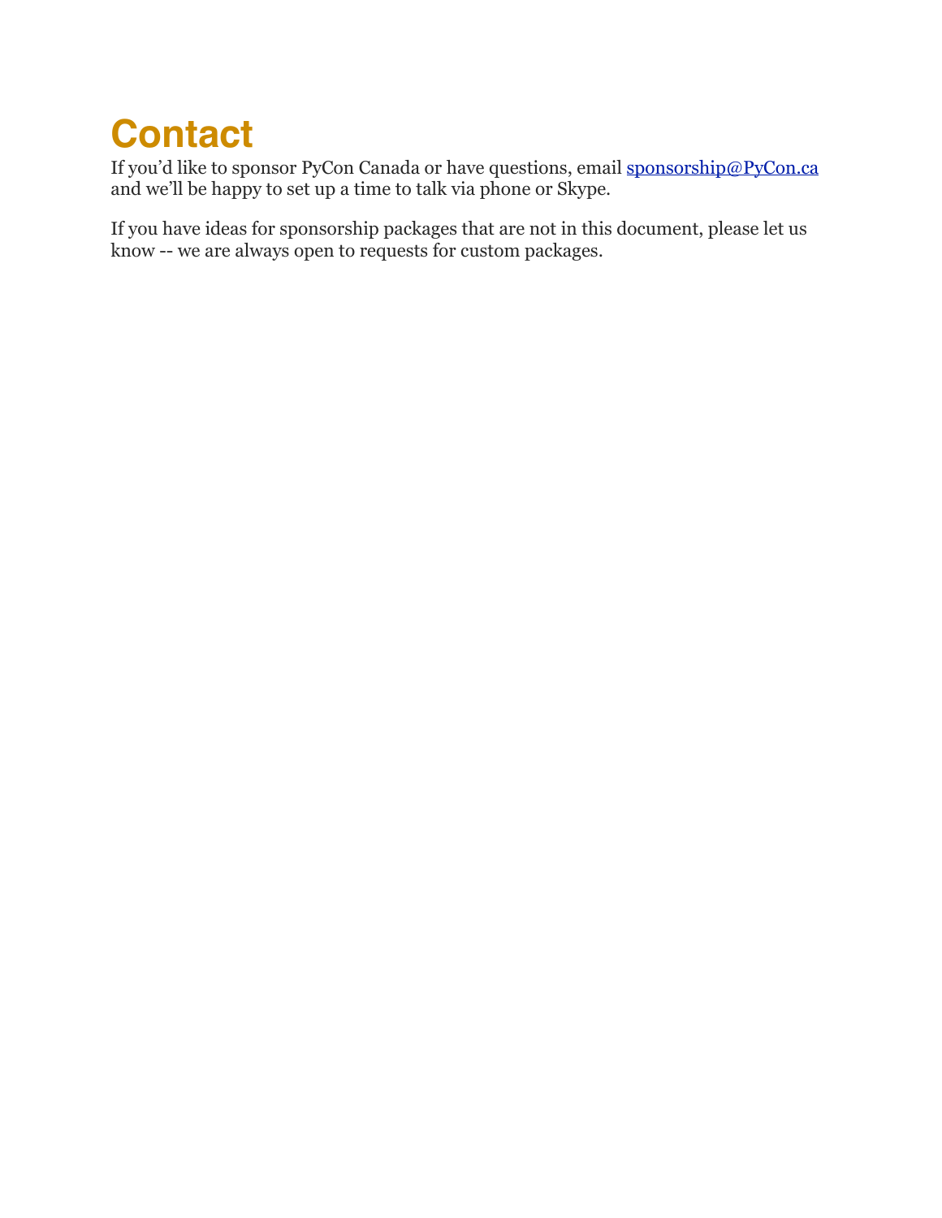# Contact

If you'd like to sponsor PyCon Canada or have questions, email [sponsorship@PyCon.ca](mailto:sponsorship@PyCon.ca) and we'll be happy to set up a time to talk via phone or Skype.

If you have ideas for sponsorship packages that are not in this document, please let us know -- we are always open to requests for custom packages.